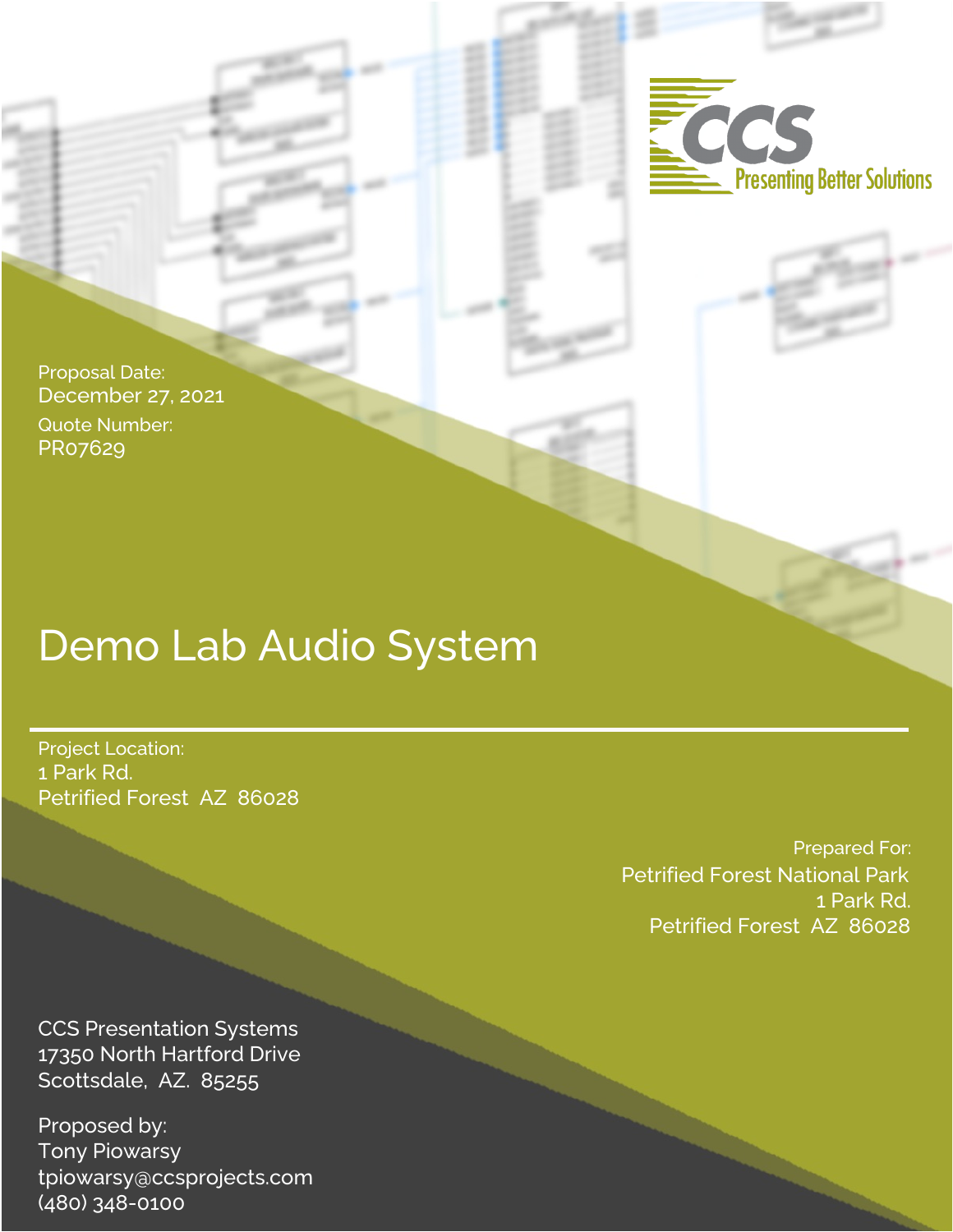CCS
Presenting Better Solutions

Proposal Date:
December 27, 2021

Quote Number:
PR07629

# Demo Lab Audio System

Project Location:
1 Park Rd.
Petrified Forest AZ 86028

Prepared For:
Petrified Forest National Park
1 Park Rd.
Petrified Forest AZ 86028

CCS Presentation Systems
17350 North Hartford Drive
Scottsdale, AZ. 85255

Proposed by:
Tony Piowarsy
tpiowarsy@ccsprojects.com
(480) 348-0100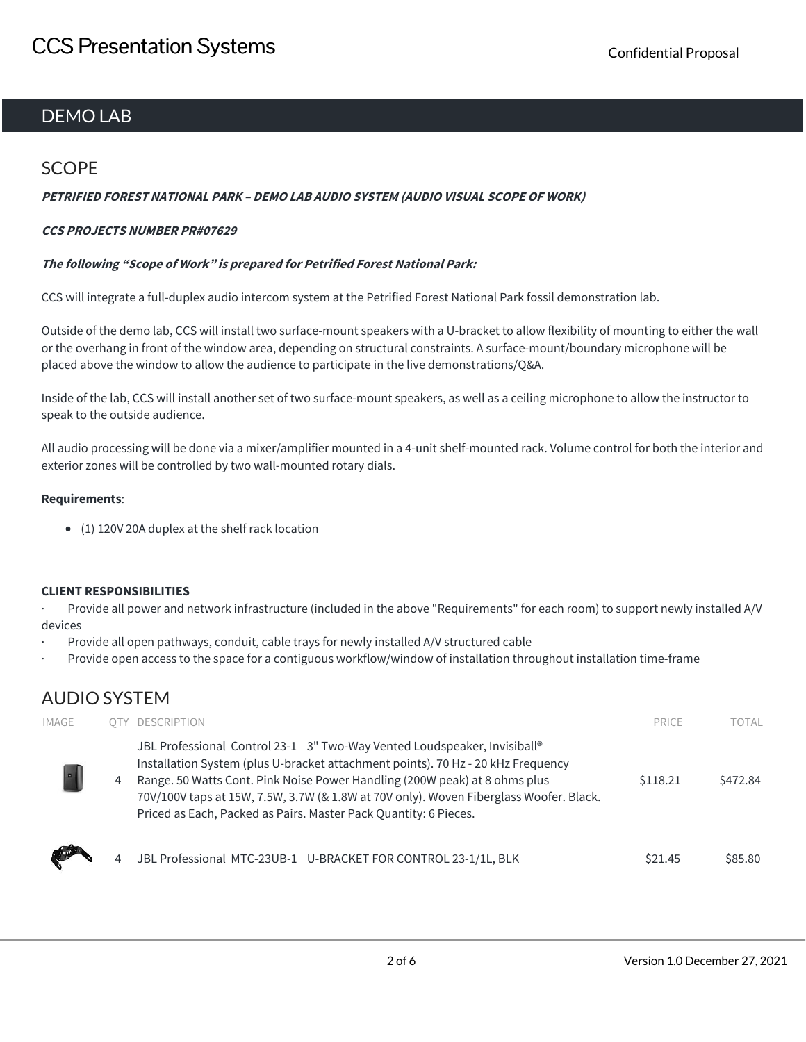# DEMO LAB

## SCOPE

***PETRIFIED FOREST NATIONAL PARK – DEMO LAB AUDIO SYSTEM (AUDIO VISUAL SCOPE OF WORK)***

***CCS PROJECTS NUMBER PR#07629***

***The following "Scope of Work" is prepared for Petrified Forest National Park:***

CCS will integrate a full-duplex audio intercom system at the Petrified Forest National Park fossil demonstration lab.

Outside of the demo lab, CCS will install two surface-mount speakers with a U-bracket to allow flexibility of mounting to either the wall or the overhang in front of the window area, depending on structural constraints. A surface-mount/boundary microphone will be placed above the window to allow the audience to participate in the live demonstrations/Q&A.

Inside of the lab, CCS will install another set of two surface-mount speakers, as well as a ceiling microphone to allow the instructor to speak to the outside audience.

All audio processing will be done via a mixer/amplifier mounted in a 4-unit shelf-mounted rack. Volume control for both the interior and exterior zones will be controlled by two wall-mounted rotary dials.

**Requirements**:

- (1) 120V 20A duplex at the shelf rack location

**CLIENT RESPONSIBILITIES**

- Provide all power and network infrastructure (included in the above "Requirements" for each room) to support newly installed A/V devices
- Provide all open pathways, conduit, cable trays for newly installed A/V structured cable
- Provide open access to the space for a contiguous workflow/window of installation throughout installation time-frame

## AUDIO SYSTEM

| IMAGE | QTY | DESCRIPTION | PRICE | TOTAL |
|---|---|---|---|---|
| | 4 | JBL Professional Control 23-1 3" Two-Way Vented Loudspeaker, Invisiball® Installation System (plus U-bracket attachment points). 70 Hz - 20 kHz Frequency Range. 50 Watts Cont. Pink Noise Power Handling (200W peak) at 8 ohms plus 70V/100V taps at 15W, 7.5W, 3.7W (& 1.8W at 70V only). Woven Fiberglass Woofer. Black. Priced as Each, Packed as Pairs. Master Pack Quantity: 6 Pieces. | $118.21 | $472.84 |
| | 4 | JBL Professional MTC-23UB-1 U-BRACKET FOR CONTROL 23-1/1L, BLK | $21.45 | $85.80 |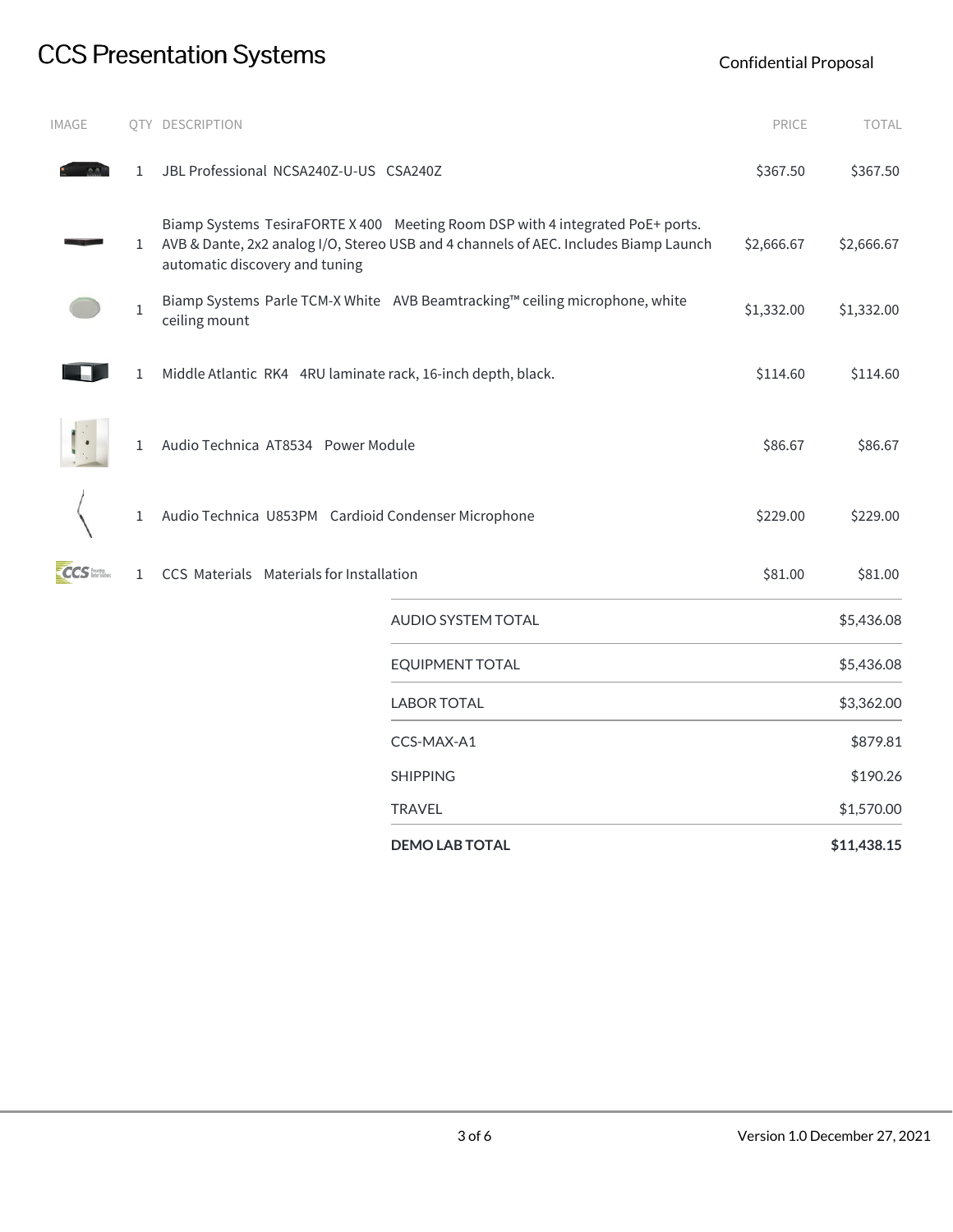# CCS Presentation Systems

Confidential Proposal

| IMAGE | QTY | DESCRIPTION | PRICE | TOTAL |
|---|---|---|---|---|
| | 1 | JBL Professional NCSA240Z-U-US CSA240Z | $367.50 | $367.50 |
| | 1 | Biamp Systems TesiraFORTE X 400 Meeting Room DSP with 4 integrated PoE+ ports. AVB & Dante, 2x2 analog I/O, Stereo USB and 4 channels of AEC. Includes Biamp Launch automatic discovery and tuning | $2,666.67 | $2,666.67 |
| | 1 | Biamp Systems Parle TCM-X White AVB Beamtracking™ ceiling microphone, white ceiling mount | $1,332.00 | $1,332.00 |
| | 1 | Middle Atlantic RK4 4RU laminate rack, 16-inch depth, black. | $114.60 | $114.60 |
| | 1 | Audio Technica AT8534 Power Module | $86.67 | $86.67 |
| | 1 | Audio Technica U853PM Cardioid Condenser Microphone | $229.00 | $229.00 |
| | 1 | CCS Materials Materials for Installation | $81.00 | $81.00 |

| | |
|---|---|
| AUDIO SYSTEM TOTAL | $5,436.08 |
| EQUIPMENT TOTAL | $5,436.08 |
| LABOR TOTAL | $3,362.00 |
| CCS-MAX-A1 | $879.81 |
| SHIPPING | $190.26 |
| TRAVEL | $1,570.00 |
| **DEMO LAB TOTAL** | **$11,438.15** |

Version 1.0 December 27, 2021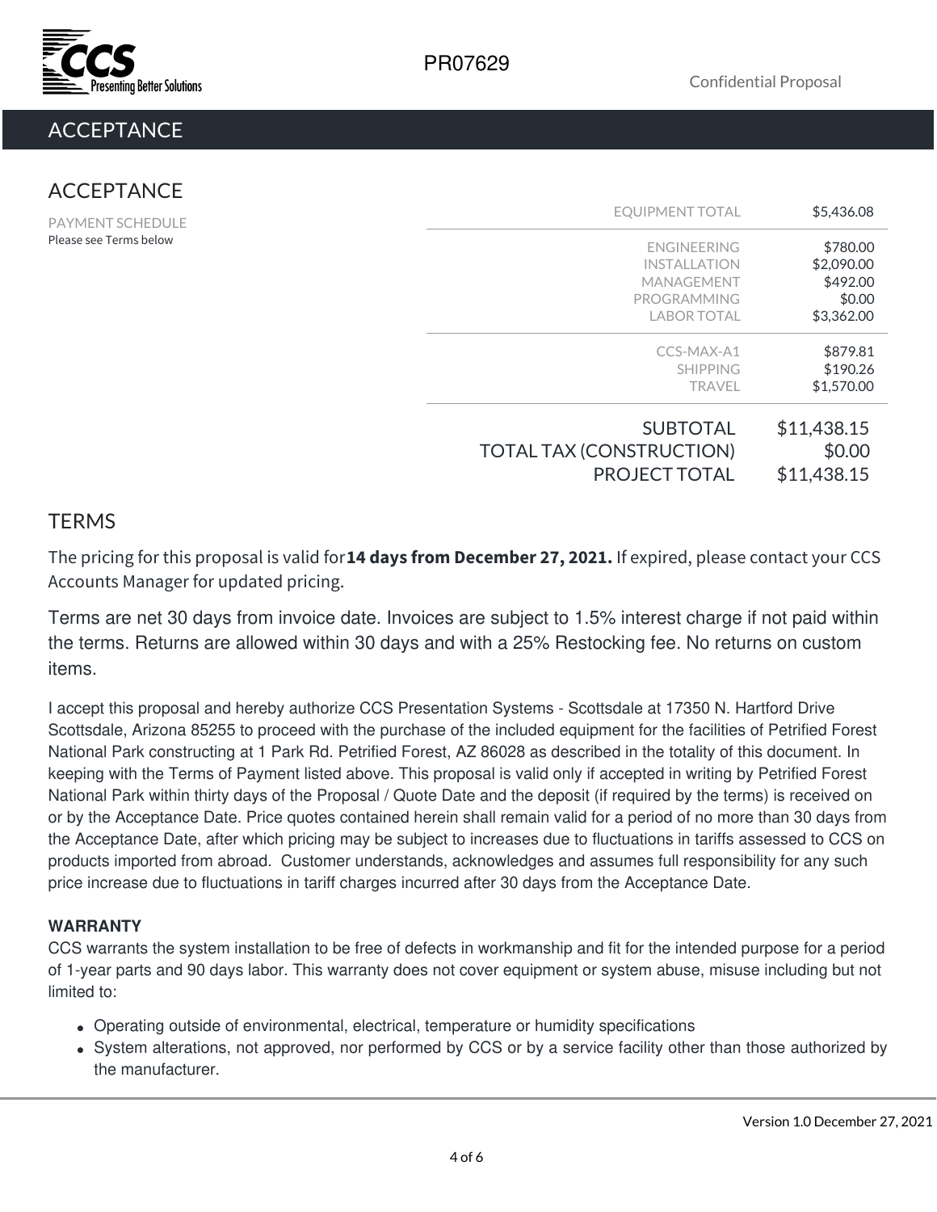# ACCEPTANCE

## ACCEPTANCE

PAYMENT SCHEDULE
Please see Terms below

| | |
|---|---|
| EQUIPMENT TOTAL | $5,436.08 |
| ENGINEERING | $780.00 |
| INSTALLATION | $2,090.00 |
| MANAGEMENT | $492.00 |
| PROGRAMMING | $0.00 |
| LABOR TOTAL | $3,362.00 |
| CCS-MAX-A1 | $879.81 |
| SHIPPING | $190.26 |
| TRAVEL | $1,570.00 |
| SUBTOTAL | $11,438.15 |
| TOTAL TAX (CONSTRUCTION) | $0.00 |
| PROJECT TOTAL | $11,438.15 |

## TERMS

The pricing for this proposal is valid for **14 days from December 27, 2021.** If expired, please contact your CCS Accounts Manager for updated pricing.

Terms are net 30 days from invoice date. Invoices are subject to 1.5% interest charge if not paid within the terms. Returns are allowed within 30 days and with a 25% Restocking fee. No returns on custom items.

I accept this proposal and hereby authorize CCS Presentation Systems - Scottsdale at 17350 N. Hartford Drive Scottsdale, Arizona 85255 to proceed with the purchase of the included equipment for the facilities of Petrified Forest National Park constructing at 1 Park Rd. Petrified Forest, AZ 86028 as described in the totality of this document. In keeping with the Terms of Payment listed above. This proposal is valid only if accepted in writing by Petrified Forest National Park within thirty days of the Proposal / Quote Date and the deposit (if required by the terms) is received on or by the Acceptance Date. Price quotes contained herein shall remain valid for a period of no more than 30 days from the Acceptance Date, after which pricing may be subject to increases due to fluctuations in tariffs assessed to CCS on products imported from abroad. Customer understands, acknowledges and assumes full responsibility for any such price increase due to fluctuations in tariff charges incurred after 30 days from the Acceptance Date.

**WARRANTY**

CCS warrants the system installation to be free of defects in workmanship and fit for the intended purpose for a period of 1-year parts and 90 days labor. This warranty does not cover equipment or system abuse, misuse including but not limited to:

- Operating outside of environmental, electrical, temperature or humidity specifications
- System alterations, not approved, nor performed by CCS or by a service facility other than those authorized by the manufacturer.

Version 1.0 December 27, 2021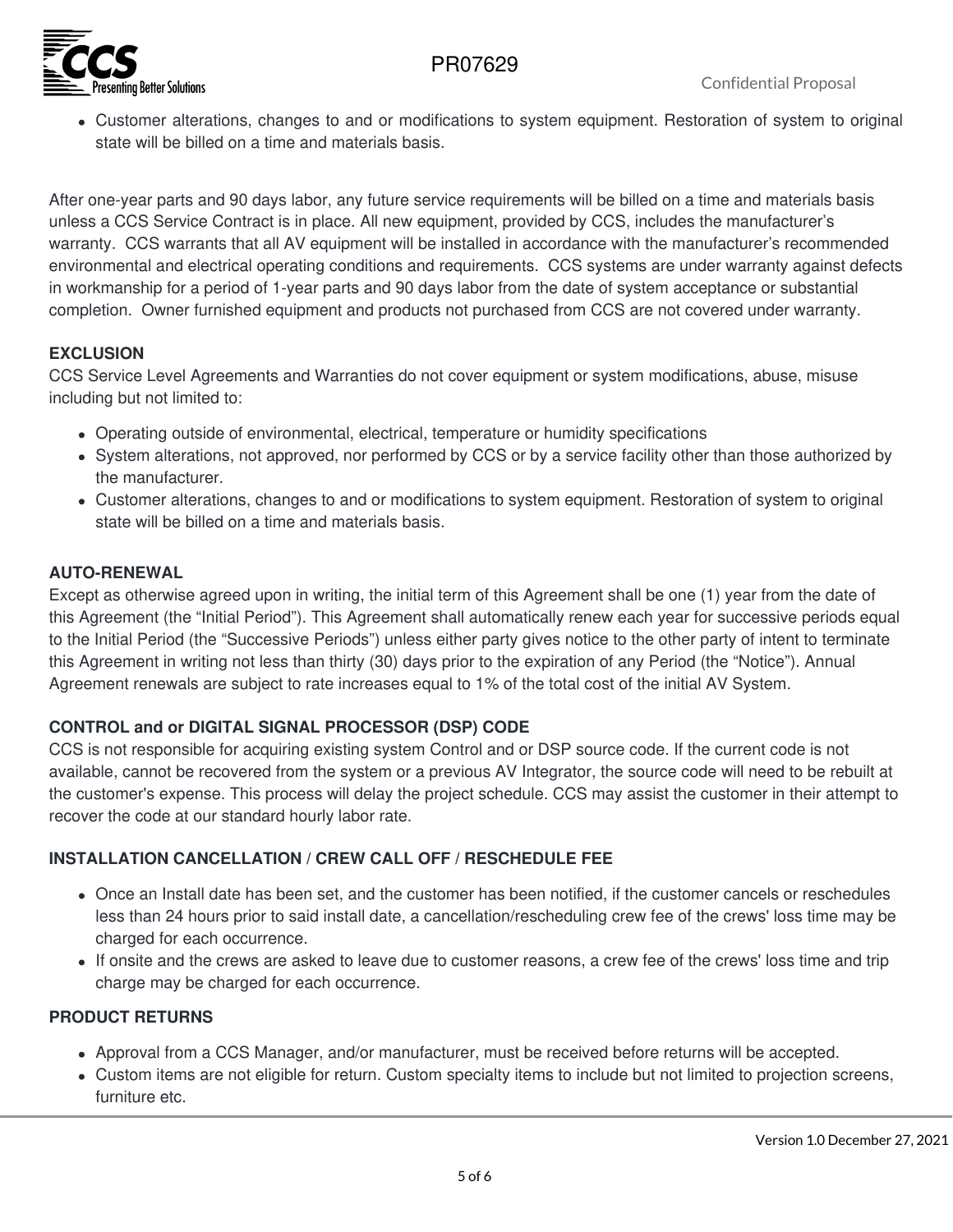- Customer alterations, changes to and or modifications to system equipment. Restoration of system to original state will be billed on a time and materials basis.

After one-year parts and 90 days labor, any future service requirements will be billed on a time and materials basis unless a CCS Service Contract is in place. All new equipment, provided by CCS, includes the manufacturer's warranty. CCS warrants that all AV equipment will be installed in accordance with the manufacturer's recommended environmental and electrical operating conditions and requirements. CCS systems are under warranty against defects in workmanship for a period of 1-year parts and 90 days labor from the date of system acceptance or substantial completion. Owner furnished equipment and products not purchased from CCS are not covered under warranty.

**EXCLUSION**

CCS Service Level Agreements and Warranties do not cover equipment or system modifications, abuse, misuse including but not limited to:

- Operating outside of environmental, electrical, temperature or humidity specifications
- System alterations, not approved, nor performed by CCS or by a service facility other than those authorized by the manufacturer.
- Customer alterations, changes to and or modifications to system equipment. Restoration of system to original state will be billed on a time and materials basis.

**AUTO-RENEWAL**

Except as otherwise agreed upon in writing, the initial term of this Agreement shall be one (1) year from the date of this Agreement (the "Initial Period"). This Agreement shall automatically renew each year for successive periods equal to the Initial Period (the "Successive Periods") unless either party gives notice to the other party of intent to terminate this Agreement in writing not less than thirty (30) days prior to the expiration of any Period (the "Notice"). Annual Agreement renewals are subject to rate increases equal to 1% of the total cost of the initial AV System.

**CONTROL and or DIGITAL SIGNAL PROCESSOR (DSP) CODE**

CCS is not responsible for acquiring existing system Control and or DSP source code. If the current code is not available, cannot be recovered from the system or a previous AV Integrator, the source code will need to be rebuilt at the customer's expense. This process will delay the project schedule. CCS may assist the customer in their attempt to recover the code at our standard hourly labor rate.

**INSTALLATION CANCELLATION / CREW CALL OFF / RESCHEDULE FEE**

- Once an Install date has been set, and the customer has been notified, if the customer cancels or reschedules less than 24 hours prior to said install date, a cancellation/rescheduling crew fee of the crews' loss time may be charged for each occurrence.
- If onsite and the crews are asked to leave due to customer reasons, a crew fee of the crews' loss time and trip charge may be charged for each occurrence.

**PRODUCT RETURNS**

- Approval from a CCS Manager, and/or manufacturer, must be received before returns will be accepted.
- Custom items are not eligible for return. Custom specialty items to include but not limited to projection screens, furniture etc.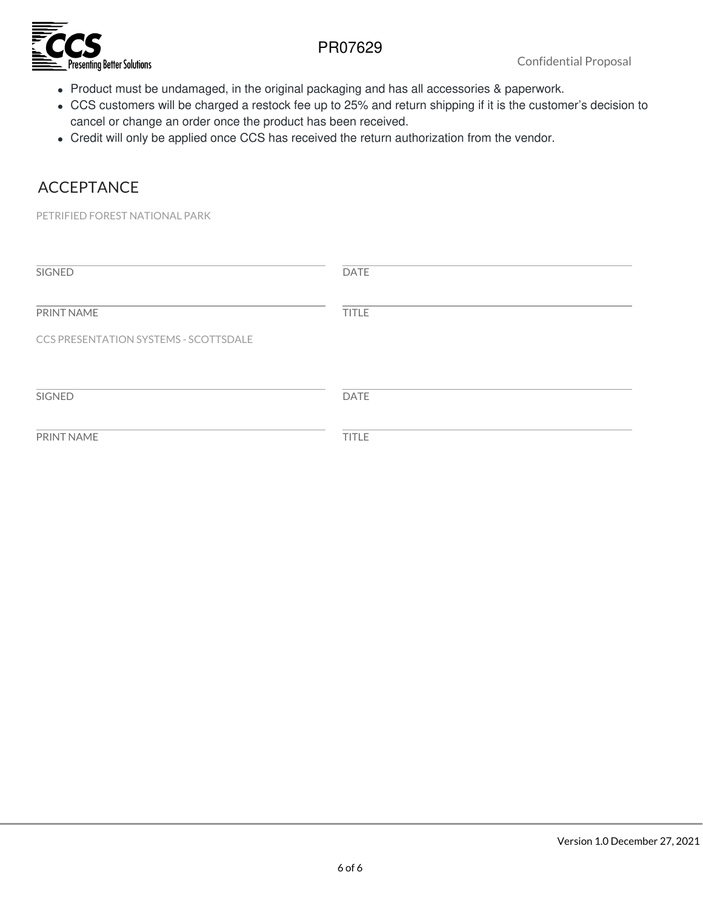- Product must be undamaged, in the original packaging and has all accessories & paperwork.
- CCS customers will be charged a restock fee up to 25% and return shipping if it is the customer's decision to cancel or change an order once the product has been received.
- Credit will only be applied once CCS has received the return authorization from the vendor.

## ACCEPTANCE

PETRIFIED FOREST NATIONAL PARK

| | |
|---|---|
| SIGNED | DATE |
| PRINT NAME | TITLE |

CCS PRESENTATION SYSTEMS - SCOTTSDALE

| | |
|---|---|
| SIGNED | DATE |
| PRINT NAME | TITLE |